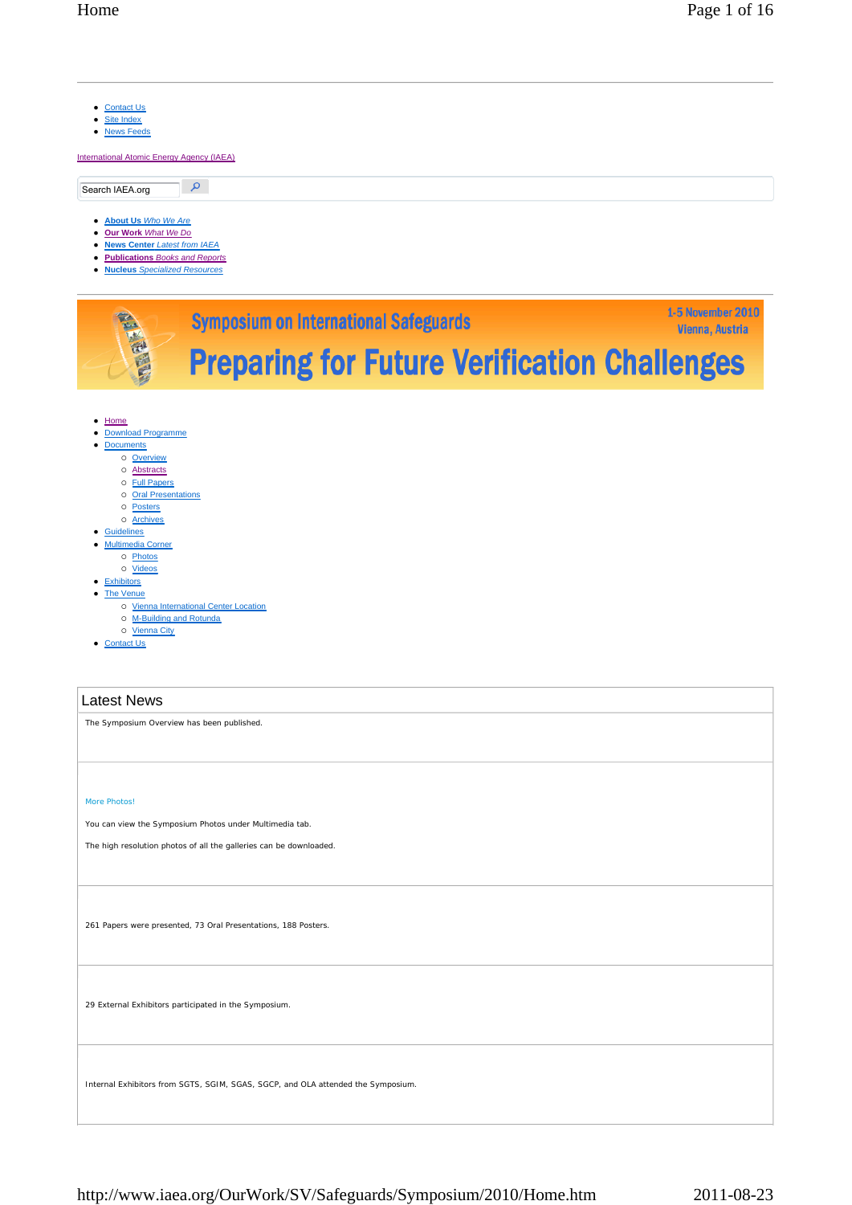- Contact Us
- Site Index
- News Feeds

International Atomic Energy Agency (IAEA)

Search IAEA.org

- **About Us** *Who We Are*
- **Our Work** *What We Do*
- **News Center** *Latest from IAEA*
- **Publications** *Books and Reports*
- **Nucleus** *Specialized Resources*

Symposium on International Safeguards

1-5 November 2010
Vienna, Austria

# Preparing for Future Verification Challenges

- Home
- Download Programme
- Documents
  - Overview
  - Abstracts
  - Full Papers
  - Oral Presentations
  - Posters
  - Archives
- Guidelines
- Multimedia Corner
  - Photos
  - Videos
- Exhibitors
- The Venue
  - Vienna International Center Location
  - M-Building and Rotunda
  - Vienna City
- Contact Us

## Latest News

The Symposium Overview has been published.

More Photos!

You can view the Symposium Photos under Multimedia tab.

The high resolution photos of all the galleries can be downloaded.

261 Papers were presented, 73 Oral Presentations, 188 Posters.

29 External Exhibitors participated in the Symposium.

Internal Exhibitors from SGTS, SGIM, SGAS, SGCP, and OLA attended the Symposium.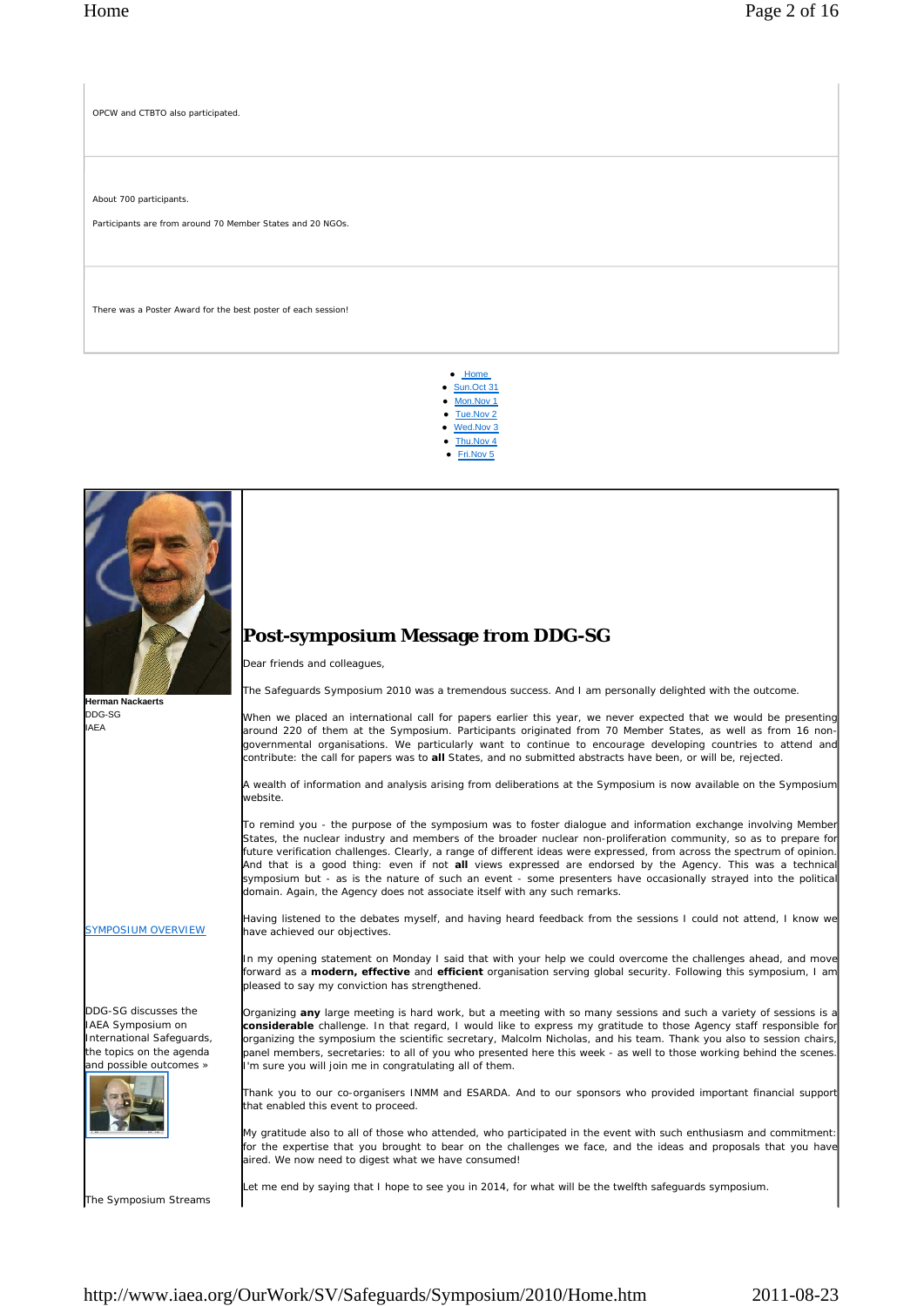OPCW and CTBTO also participated.

About 700 participants.

Participants are from around 70 Member States and 20 NGOs.

There was a Poster Award for the best poster of each session!

- Home
- Sun.Oct 31
- Mon.Nov 1
- Tue.Nov 2
- Wed.Nov 3
- Thu.Nov 4
- Fri.Nov 5

**Herman Nackaerts**
DDG-SG
IAEA

# Post-symposium Message from DDG-SG

Dear friends and colleagues,

The Safeguards Symposium 2010 was a tremendous success. And I am personally delighted with the outcome.

When we placed an international call for papers earlier this year, we never expected that we would be presenting around 220 of them at the Symposium. Participants originated from 70 Member States, as well as from 16 non-governmental organisations. We particularly want to continue to encourage developing countries to attend and contribute: the call for papers was to **all** States, and no submitted abstracts have been, or will be, rejected.

A wealth of information and analysis arising from deliberations at the Symposium is now available on the Symposium website.

To remind you - the purpose of the symposium was to foster dialogue and information exchange involving Member States, the nuclear industry and members of the broader nuclear non-proliferation community, so as to prepare for future verification challenges. Clearly, a range of different ideas were expressed, from across the spectrum of opinion. And that is a good thing: even if not **all** views expressed are endorsed by the Agency. This was a technical symposium but - as is the nature of such an event - some presenters have occasionally strayed into the political domain. Again, the Agency does not associate itself with any such remarks.

Having listened to the debates myself, and having heard feedback from the sessions I could not attend, I know we have achieved our objectives.

In my opening statement on Monday I said that with your help we could overcome the challenges ahead, and move forward as a **modern, effective** and **efficient** organisation serving global security. Following this symposium, I am pleased to say my conviction has strengthened.

Organizing **any** large meeting is hard work, but a meeting with so many sessions and such a variety of sessions is a **considerable** challenge. In that regard, I would like to express my gratitude to those Agency staff responsible for organizing the symposium the scientific secretary, Malcolm Nicholas, and his team. Thank you also to session chairs, panel members, secretaries: to all of you who presented here this week - as well to those working behind the scenes. I'm sure you will join me in congratulating all of them.

Thank you to our co-organisers INMM and ESARDA. And to our sponsors who provided important financial support that enabled this event to proceed.

My gratitude also to all of those who attended, who participated in the event with such enthusiasm and commitment: for the expertise that you brought to bear on the challenges we face, and the ideas and proposals that you have aired. We now need to digest what we have consumed!

Let me end by saying that I hope to see you in 2014, for what will be the twelfth safeguards symposium.

SYMPOSIUM OVERVIEW

DDG-SG discusses the IAEA Symposium on International Safeguards, the topics on the agenda and possible outcomes »

The Symposium Streams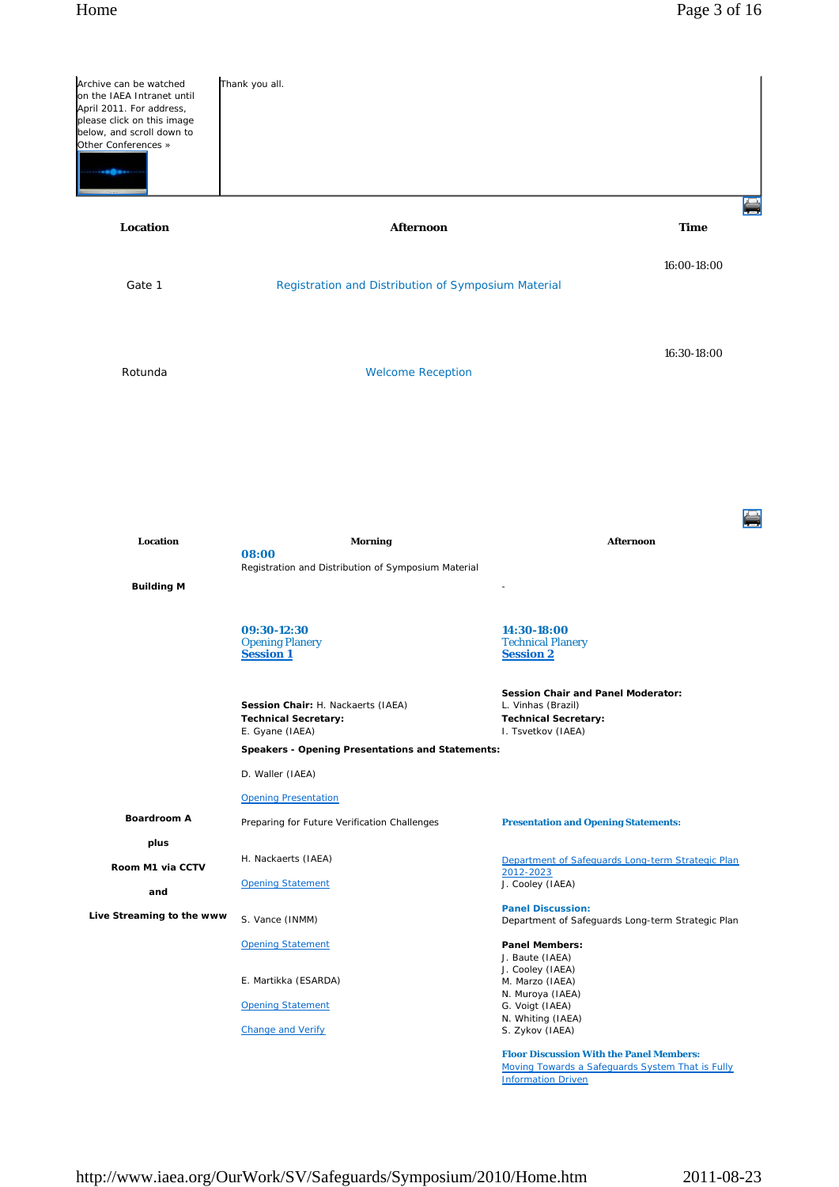| | |
|---|---|
| Archive can be watched on the IAEA Intranet until April 2011. For address, please click on this image below, and scroll down to Other Conferences » | Thank you all. |

| Location | Afternoon | Time |
|---|---|---|
| Gate 1 | Registration and Distribution of Symposium Material | 16:00-18:00 |
| Rotunda | Welcome Reception | 16:30-18:00 |

| Location | Morning | Afternoon |
|---|---|---|
| **Building M** | **08:00**<br>Registration and Distribution of Symposium Material | - |
| **Boardroom A**<br><br>**plus**<br><br>**Room M1 via CCTV**<br><br>**and**<br><br>**Live Streaming to the www** | **09:30-12:30**<br>Opening Planery<br>**Session 1**<br><br>**Session Chair:** H. Nackaerts (IAEA)<br>**Technical Secretary:**<br>E. Gyane (IAEA)<br>**Speakers - Opening Presentations and Statements:**<br><br>D. Waller (IAEA)<br><br>Opening Presentation<br><br>Preparing for Future Verification Challenges<br><br>H. Nackaerts (IAEA)<br><br>Opening Statement<br><br>S. Vance (INMM)<br><br>Opening Statement<br><br>E. Martikka (ESARDA)<br><br>Opening Statement<br><br>Change and Verify | **14:30-18:00**<br>Technical Planery<br>**Session 2**<br><br>**Session Chair and Panel Moderator:**<br>L. Vinhas (Brazil)<br>**Technical Secretary:**<br>I. Tsvetkov (IAEA)<br><br>**Presentation and Opening Statements:**<br><br>Department of Safeguards Long-term Strategic Plan 2012-2023<br>J. Cooley (IAEA)<br><br>**Panel Discussion:**<br>Department of Safeguards Long-term Strategic Plan<br><br>**Panel Members:**<br>J. Baute (IAEA)<br>J. Cooley (IAEA)<br>M. Marzo (IAEA)<br>N. Muroya (IAEA)<br>G. Voigt (IAEA)<br>N. Whiting (IAEA)<br>S. Zykov (IAEA)<br><br>**Floor Discussion With the Panel Members:**<br>Moving Towards a Safeguards System That is Fully Information Driven |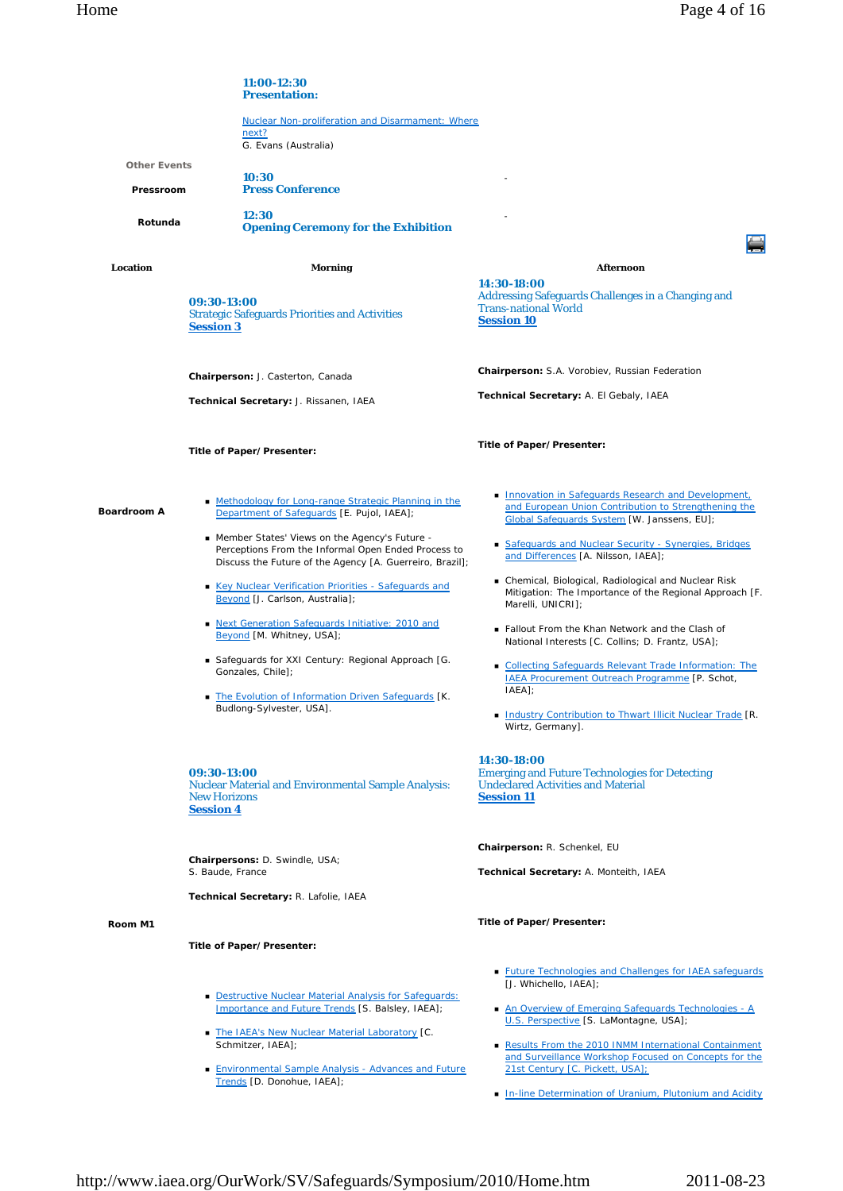**11:00-12:30**
**Presentation:**

Nuclear Non-proliferation and Disarmament: Where next?
G. Evans (Australia)

**Other Events**

| | | |
|---|---|---|
| **Pressroom** | **10:30** **Press Conference** | - |
| **Rotunda** | **12:30** **Opening Ceremony for the Exhibition** | - |

| Location | Morning | Afternoon |
|---|---|---|
| **Boardroom A** | **09:30-13:00** Strategic Safeguards Priorities and Activities **Session 3**<br><br>**Chairperson:** J. Casterton, Canada<br><br>**Technical Secretary:** J. Rissanen, IAEA<br><br>**Title of Paper/Presenter:**<br><br>• Methodology for Long-range Strategic Planning in the Department of Safeguards [E. Pujol, IAEA];<br>• Member States' Views on the Agency's Future - Perceptions From the Informal Open Ended Process to Discuss the Future of the Agency [A. Guerreiro, Brazil];<br>• Key Nuclear Verification Priorities - Safeguards and Beyond [J. Carlson, Australia];<br>• Next Generation Safeguards Initiative: 2010 and Beyond [M. Whitney, USA];<br>• Safeguards for XXI Century: Regional Approach [G. Gonzales, Chile];<br>• The Evolution of Information Driven Safeguards [K. Budlong-Sylvester, USA]. | **14:30-18:00** Addressing Safeguards Challenges in a Changing and Trans-national World **Session 10**<br><br>**Chairperson:** S.A. Vorobiev, Russian Federation<br><br>**Technical Secretary:** A. El Gebaly, IAEA<br><br>**Title of Paper/Presenter:**<br><br>• Innovation in Safeguards Research and Development, and European Union Contribution to Strengthening the Global Safeguards System [W. Janssens, EU];<br>• Safeguards and Nuclear Security - Synergies, Bridges and Differences [A. Nilsson, IAEA];<br>• Chemical, Biological, Radiological and Nuclear Risk Mitigation: The Importance of the Regional Approach [F. Marelli, UNICRI];<br>• Fallout From the Khan Network and the Clash of National Interests [C. Collins; D. Frantz, USA];<br>• Collecting Safeguards Relevant Trade Information: The IAEA Procurement Outreach Programme [P. Schot, IAEA];<br>• Industry Contribution to Thwart Illicit Nuclear Trade [R. Wirtz, Germany]. |
| **Room M1** | **09:30-13:00** Nuclear Material and Environmental Sample Analysis: New Horizons **Session 4**<br><br>**Chairpersons:** D. Swindle, USA; S. Baude, France<br><br>**Technical Secretary:** R. Lafolie, IAEA<br><br>**Title of Paper/Presenter:**<br><br>• Destructive Nuclear Material Analysis for Safeguards: Importance and Future Trends [S. Balsley, IAEA];<br>• The IAEA's New Nuclear Material Laboratory [C. Schmitzer, IAEA];<br>• Environmental Sample Analysis - Advances and Future Trends [D. Donohue, IAEA]; | **14:30-18:00** Emerging and Future Technologies for Detecting Undeclared Activities and Material **Session 11**<br><br>**Chairperson:** R. Schenkel, EU<br><br>**Technical Secretary:** A. Monteith, IAEA<br><br>**Title of Paper/Presenter:**<br><br>• Future Technologies and Challenges for IAEA safeguards [J. Whichello, IAEA];<br>• An Overview of Emerging Safeguards Technologies - A U.S. Perspective [S. LaMontagne, USA];<br>• Results From the 2010 INMM International Containment and Surveillance Workshop Focused on Concepts for the 21st Century [C. Pickett, USA];<br>• In-line Determination of Uranium, Plutonium and Acidity |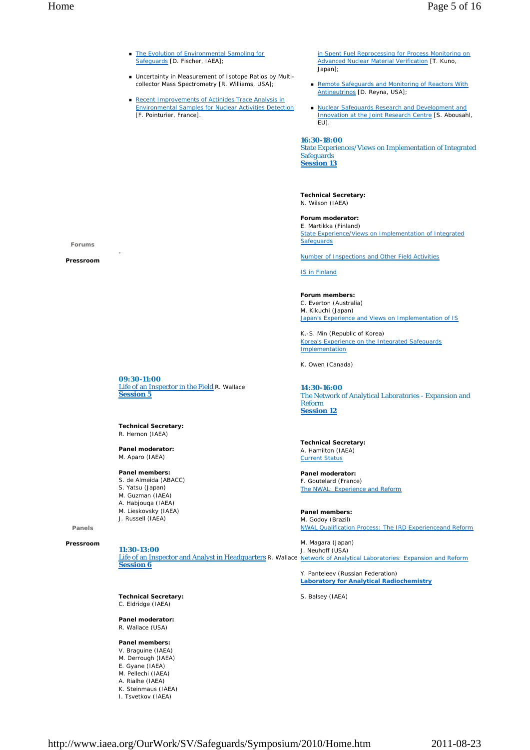- The Evolution of Environmental Sampling for Safeguards [D. Fischer, IAEA];
- Uncertainty in Measurement of Isotope Ratios by Multi-collector Mass Spectrometry [R. Williams, USA];
- Recent Improvements of Actinides Trace Analysis in Environmental Samples for Nuclear Activities Detection [F. Pointurier, France].

in Spent Fuel Reprocessing for Process Monitoring on Advanced Nuclear Material Verification [T. Kuno, Japan];

- Remote Safeguards and Monitoring of Reactors With Antineutrinos [D. Reyna, USA];
- Nuclear Safeguards Research and Development and Innovation at the Joint Research Centre [S. Abousahl, EU].

**Forums**

**Pressroom**

-

### 16:30-18:00
State Experiences/Views on Implementation of Integrated Safeguards
**Session 13**

**Technical Secretary:**
N. Wilson (IAEA)

**Forum moderator:**
E. Martikka (Finland)
State Experience/Views on Implementation of Integrated Safeguards

Number of Inspections and Other Field Activities

IS in Finland

**Forum members:**
C. Everton (Australia)
M. Kikuchi (Japan)
Japan's Experience and Views on Implementation of IS

K.-S. Min (Republic of Korea)
Korea's Experience on the Integrated Safeguards Implementation

K. Owen (Canada)

**Panels**

**Pressroom**

### 09:30-11:00
Life of an Inspector in the Field R. Wallace
**Session 5**

**Technical Secretary:**
R. Hernon (IAEA)

**Panel moderator:**
M. Aparo (IAEA)

**Panel members:**
S. de Almeida (ABACC)
S. Yatsu (Japan)
M. Guzman (IAEA)
A. Habjouqa (IAEA)
M. Lieskovsky (IAEA)
J. Russell (IAEA)

### 11:30-13:00
Life of an Inspector and Analyst in Headquarters R. Wallace
**Session 6**

**Technical Secretary:**
C. Eldridge (IAEA)

**Panel moderator:**
R. Wallace (USA)

**Panel members:**
V. Braguine (IAEA)
M. Derrough (IAEA)
E. Gyane (IAEA)
M. Pellechi (IAEA)
A. Rialhe (IAEA)
K. Steinmaus (IAEA)
I. Tsvetkov (IAEA)

### 14:30-16:00
The Network of Analytical Laboratories - Expansion and Reform
**Session 12**

**Technical Secretary:**
A. Hamilton (IAEA)
Current Status

**Panel moderator:**
F. Goutelard (France)
The NWAL: Experience and Reform

**Panel members:**
M. Godoy (Brazil)
NWAL Qualification Process: The IRD Experienceand Reform

M. Magara (Japan)
J. Neuhoff (USA)
Network of Analytical Laboratories: Expansion and Reform

Y. Panteleev (Russian Federation)
**Laboratory for Analytical Radiochemistry**

S. Balsey (IAEA)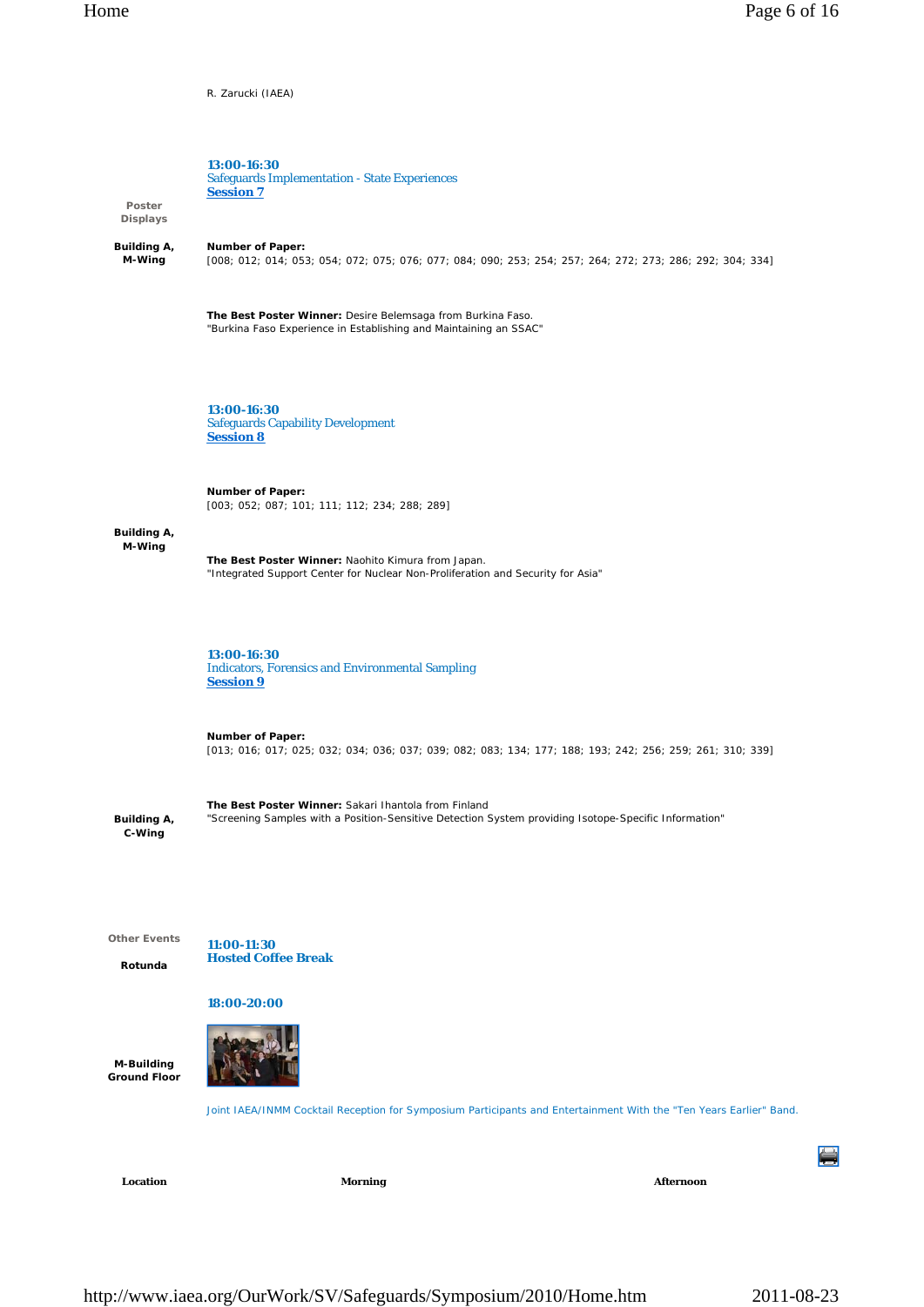R. Zarucki (IAEA)

**Poster Displays**

**Building A, M-Wing**

**13:00-16:30**
Safeguards Implementation - State Experiences
**Session 7**

**Number of Paper:**
[008; 012; 014; 053; 054; 072; 075; 076; 077; 084; 090; 253; 254; 257; 264; 272; 273; 286; 292; 304; 334]

**The Best Poster Winner:** Desire Belemsaga from Burkina Faso.
"Burkina Faso Experience in Establishing and Maintaining an SSAC"

**Building A, M-Wing**

**13:00-16:30**
Safeguards Capability Development
**Session 8**

**Number of Paper:**
[003; 052; 087; 101; 111; 112; 234; 288; 289]

**The Best Poster Winner:** Naohito Kimura from Japan.
"Integrated Support Center for Nuclear Non-Proliferation and Security for Asia"

**Building A, C-Wing**

**13:00-16:30**
Indicators, Forensics and Environmental Sampling
**Session 9**

**Number of Paper:**
[013; 016; 017; 025; 032; 034; 036; 037; 039; 082; 083; 134; 177; 188; 193; 242; 256; 259; 261; 310; 339]

**The Best Poster Winner:** Sakari Ihantola from Finland
"Screening Samples with a Position-Sensitive Detection System providing Isotope-Specific Information"

**Other Events**

**Rotunda**

**11:00-11:30**
**Hosted Coffee Break**

**M-Building Ground Floor**

**18:00-20:00**

Joint IAEA/INMM Cocktail Reception for Symposium Participants and Entertainment With the "Ten Years Earlier" Band.

| Location | Morning | Afternoon |
|---|---|---|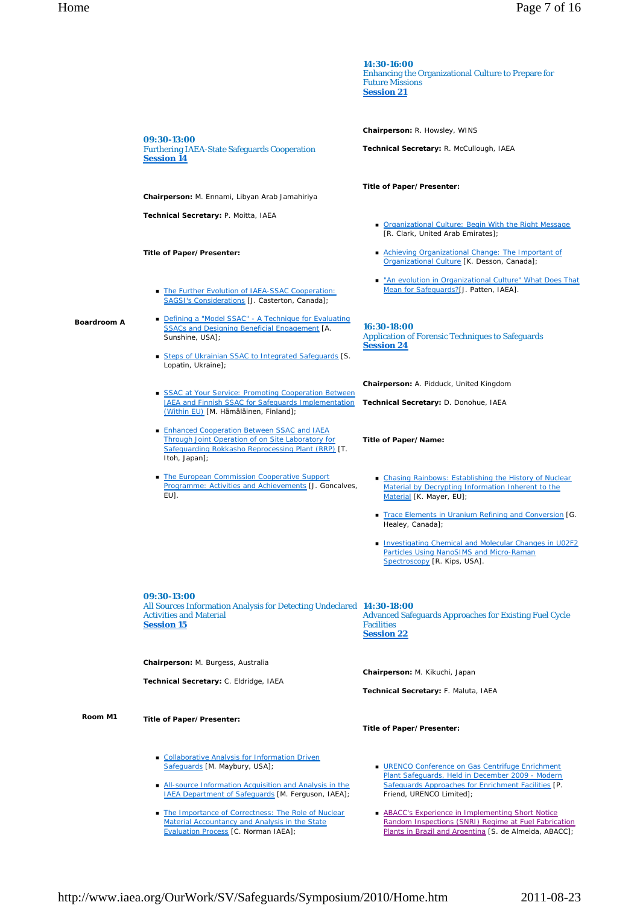**Boardroom A**

**09:30-13:00**
Furthering IAEA-State Safeguards Cooperation
**Session 14**

**Chairperson:** M. Ennami, Libyan Arab Jamahiriya

**Technical Secretary:** P. Moitta, IAEA

**Title of Paper/ Presenter:**

- The Further Evolution of IAEA-SSAC Cooperation: SAGSI's Considerations [J. Casterton, Canada];
- Defining a "Model SSAC" - A Technique for Evaluating SSACs and Designing Beneficial Engagement [A. Sunshine, USA];
- Steps of Ukrainian SSAC to Integrated Safeguards [S. Lopatin, Ukraine];
- SSAC at Your Service: Promoting Cooperation Between IAEA and Finnish SSAC for Safeguards Implementation (Within EU) [M. Hämäläinen, Finland];
- Enhanced Cooperation Between SSAC and IAEA Through Joint Operation of on Site Laboratory for Safeguarding Rokkasho Reprocessing Plant (RRP) [T. Itoh, Japan];
- The European Commission Cooperative Support Programme: Activities and Achievements [J. Goncalves, EU].

**14:30-16:00**
Enhancing the Organizational Culture to Prepare for Future Missions
**Session 21**

**Chairperson:** R. Howsley, WINS

**Technical Secretary:** R. McCullough, IAEA

**Title of Paper/ Presenter:**

- Organizational Culture: Begin With the Right Message [R. Clark, United Arab Emirates];
- Achieving Organizational Change: The Important of Organizational Culture [K. Desson, Canada];
- "An evolution in Organizational Culture" What Does That Mean for Safeguards?[J. Patten, IAEA].

**16:30-18:00**
Application of Forensic Techniques to Safeguards
**Session 24**

**Chairperson:** A. Pidduck, United Kingdom

**Technical Secretary:** D. Donohue, IAEA

**Title of Paper/ Name:**

- Chasing Rainbows: Establishing the History of Nuclear Material by Decrypting Information Inherent to the Material [K. Mayer, EU];
- Trace Elements in Uranium Refining and Conversion [G. Healey, Canada];
- Investigating Chemical and Molecular Changes in U02F2 Particles Using NanoSIMS and Micro-Raman Spectroscopy [R. Kips, USA].

**Room M1**

**09:30-13:00**
All Sources Information Analysis for Detecting Undeclared Activities and Material
**Session 15**

**Chairperson:** M. Burgess, Australia

**Technical Secretary:** C. Eldridge, IAEA

**Title of Paper/ Presenter:**

- Collaborative Analysis for Information Driven Safeguards [M. Maybury, USA];
- All-source Information Acquisition and Analysis in the IAEA Department of Safeguards [M. Ferguson, IAEA];
- The Importance of Correctness: The Role of Nuclear Material Accountancy and Analysis in the State Evaluation Process [C. Norman IAEA];

**14:30-18:00**
Advanced Safeguards Approaches for Existing Fuel Cycle Facilities
**Session 22**

**Chairperson:** M. Kikuchi, Japan

**Technical Secretary:** F. Maluta, IAEA

**Title of Paper/ Presenter:**

- URENCO Conference on Gas Centrifuge Enrichment Plant Safeguards, Held in December 2009 - Modern Safeguards Approaches for Enrichment Facilities [P. Friend, URENCO Limited];
- ABACC's Experience in Implementing Short Notice Random Inspections (SNRI) Regime at Fuel Fabrication Plants in Brazil and Argentina [S. de Almeida, ABACC];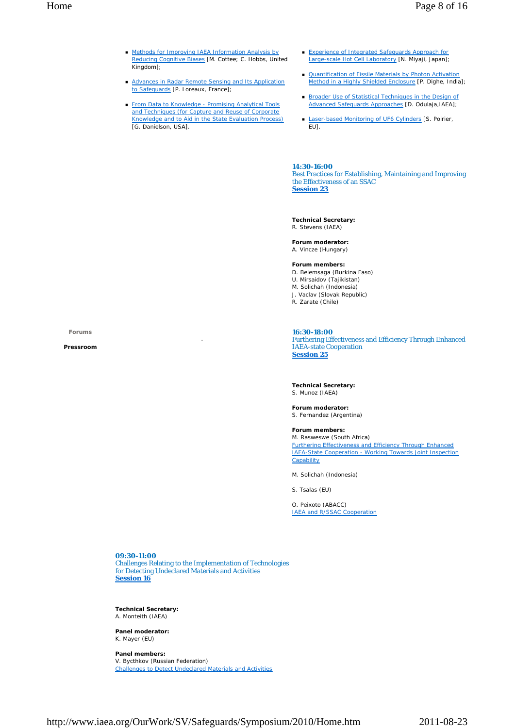- Methods for Improving IAEA Information Analysis by Reducing Cognitive Biases [M. Cottee; C. Hobbs, United Kingdom];
- Advances in Radar Remote Sensing and Its Application to Safeguards [P. Loreaux, France];
- From Data to Knowledge - Promising Analytical Tools and Techniques (for Capture and Reuse of Corporate Knowledge and to Aid in the State Evaluation Process) [G. Danielson, USA].
- Experience of Integrated Safeguards Approach for Large-scale Hot Cell Laboratory [N. Miyaji, Japan];
- Quantification of Fissile Materials by Photon Activation Method in a Highly Shielded Enclosure [P. Dighe, India];
- Broader Use of Statistical Techniques in the Design of Advanced Safeguards Approaches [D. Odulaja,IAEA];
- Laser-based Monitoring of UF6 Cylinders [S. Poirier, EU].

**14:30-16:00**
Best Practices for Establishing, Maintaining and Improving the Effectiveness of an SSAC
**Session 23**

**Technical Secretary:**
R. Stevens (IAEA)

**Forum moderator:**
A. Vincze (Hungary)

**Forum members:**
D. Belemsaga (Burkina Faso)
U. Mirsaidov (Tajikistan)
M. Solichah (Indonesia)
J. Vaclav (Slovak Republic)
R. Zarate (Chile)

Forums

**Pressroom**

**16:30-18:00**
Furthering Effectiveness and Efficiency Through Enhanced IAEA-state Cooperation
**Session 25**

**Technical Secretary:**
S. Munoz (IAEA)

**Forum moderator:**
S. Fernandez (Argentina)

**Forum members:**
M. Rasweswe (South Africa)
Furthering Effectiveness and Efficiency Through Enhanced IAEA-State Cooperation - Working Towards Joint Inspection Capability

M. Solichah (Indonesia)

S. Tsalas (EU)

O. Peixoto (ABACC)
IAEA and R/SSAC Cooperation

**09:30-11:00**
Challenges Relating to the Implementation of Technologies for Detecting Undeclared Materials and Activities
**Session 16**

**Technical Secretary:**
A. Monteith (IAEA)

**Panel moderator:**
K. Mayer (EU)

**Panel members:**
V. Bycthkov (Russian Federation)
Challenges to Detect Undeclared Materials and Activities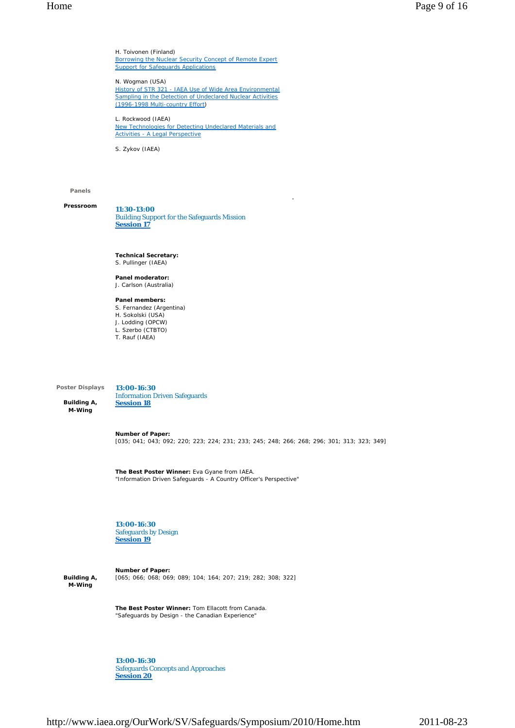H. Toivonen (Finland)
[Borrowing the Nuclear Security Concept of Remote Expert Support for Safeguards Applications]

N. Wogman (USA)
[History of STR 321 - IAEA Use of Wide Area Environmental Sampling in the Detection of Undeclared Nuclear Activities (1996-1998 Multi-country Effort])

L. Rockwood (IAEA)
[New Technologies for Detecting Undeclared Materials and Activities - A Legal Perspective]

S. Zykov (IAEA)

**Panels**

**Pressroom**

**11:30-13:00**
Building Support for the Safeguards Mission
**Session 17**

**Technical Secretary:**
S. Pullinger (IAEA)

**Panel moderator:**
J. Carlson (Australia)

**Panel members:**
S. Fernandez (Argentina)
H. Sokolski (USA)
J. Lodding (OPCW)
L. Szerbo (CTBTO)
T. Rauf (IAEA)

**Poster Displays**

**Building A, M-Wing**

**13:00-16:30**
Information Driven Safeguards
**Session 18**

**Number of Paper:**
[035; 041; 043; 092; 220; 223; 224; 231; 233; 245; 248; 266; 268; 296; 301; 313; 323; 349]

**The Best Poster Winner:** Eva Gyane from IAEA.
"Information Driven Safeguards - A Country Officer's Perspective"

**13:00-16:30**
Safeguards by Design
**Session 19**

**Building A, M-Wing**

**Number of Paper:**
[065; 066; 068; 069; 089; 104; 164; 207; 219; 282; 308; 322]

**The Best Poster Winner:** Tom Ellacott from Canada.
"Safeguards by Design - the Canadian Experience"

**13:00-16:30**
Safeguards Concepts and Approaches
**Session 20**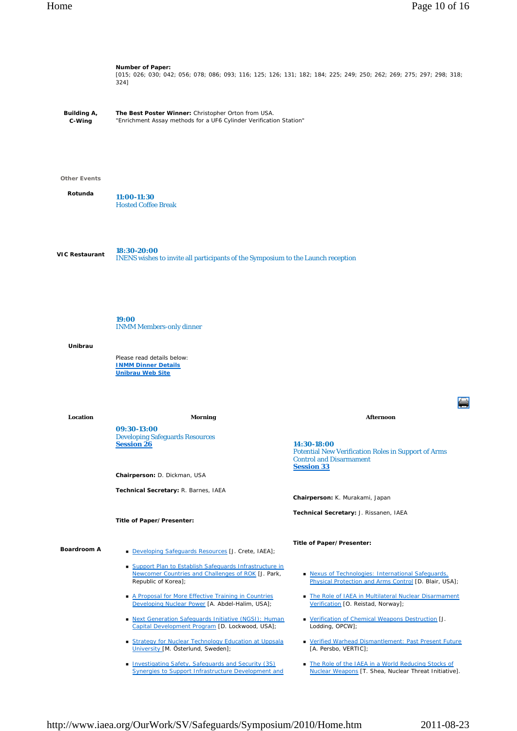**Number of Paper:**
[015; 026; 030; 042; 056; 078; 086; 093; 116; 125; 126; 131; 182; 184; 225; 249; 250; 262; 269; 275; 297; 298; 318; 324]

**Building A, C-Wing**

**The Best Poster Winner:** Christopher Orton from USA.
"Enrichment Assay methods for a UF6 Cylinder Verification Station"

**Other Events**

**Rotunda**

**11:00-11:30**
Hosted Coffee Break

**VIC Restaurant**

**18:30-20:00**
INENS wishes to invite all participants of the Symposium to the Launch reception

**Unibrau**

**19:00**
INMM Members-only dinner

Please read details below:
**INMM Dinner Details**
**Unibrau Web Site**

| Location | Morning | Afternoon |
|---|---|---|
| Boardroom A | **09:30-13:00** Developing Safeguards Resources **Session 26** | **14:30-18:00** Potential New Verification Roles in Support of Arms Control and Disarmament **Session 33** |

**Morning**

**09:30-13:00**
Developing Safeguards Resources
**Session 26**

**Chairperson:** D. Dickman, USA

**Technical Secretary:** R. Barnes, IAEA

**Title of Paper/Presenter:**

- Developing Safeguards Resources [J. Crete, IAEA];
- Support Plan to Establish Safeguards Infrastructure in Newcomer Countries and Challenges of ROK [J. Park, Republic of Korea];
- A Proposal for More Effective Training in Countries Developing Nuclear Power [A. Abdel-Halim, USA];
- Next Generation Safeguards Initiative (NGSI): Human Capital Development Program [D. Lockwood, USA];
- Strategy for Nuclear Technology Education at Uppsala University [M. Österlund, Sweden];
- Investigating Safety, Safeguards and Security (3S) Synergies to Support Infrastructure Development and

**Afternoon**

**14:30-18:00**
Potential New Verification Roles in Support of Arms Control and Disarmament
**Session 33**

**Chairperson:** K. Murakami, Japan

**Technical Secretary:** J. Rissanen, IAEA

**Title of Paper/Presenter:**

- Nexus of Technologies: International Safeguards, Physical Protection and Arms Control [D. Blair, USA];
- The Role of IAEA in Multilateral Nuclear Disarmament Verification [O. Reistad, Norway];
- Verification of Chemical Weapons Destruction [J. Lodding, OPCW];
- Verified Warhead Dismantlement: Past Present Future [A. Persbo, VERTIC];
- The Role of the IAEA in a World Reducing Stocks of Nuclear Weapons [T. Shea, Nuclear Threat Initiative].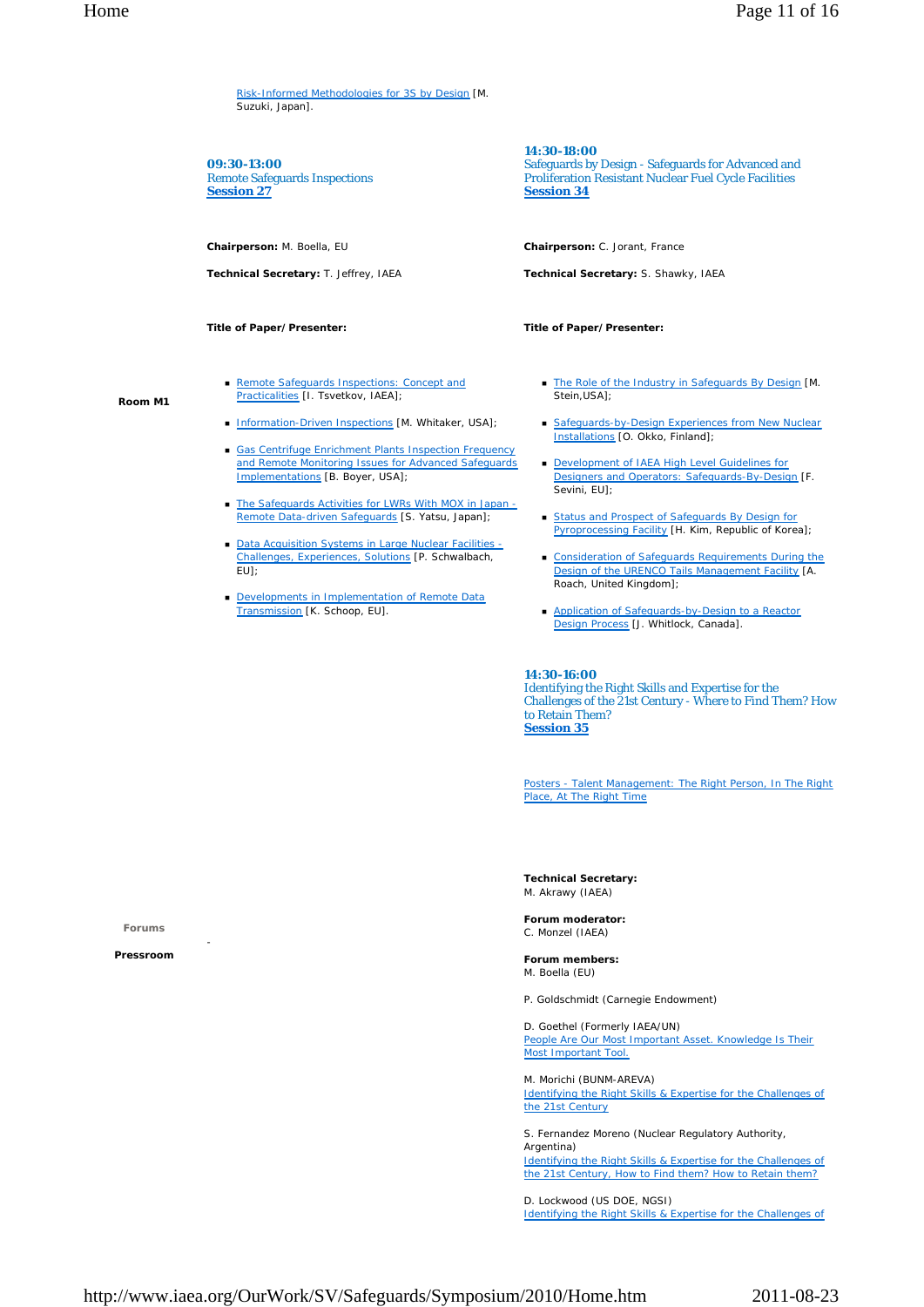- Risk-Informed Methodologies for 3S by Design [M. Suzuki, Japan].

**Room M1**

### 09:30-13:00
Remote Safeguards Inspections
**Session 27**

**Chairperson:** M. Boella, EU

**Technical Secretary:** T. Jeffrey, IAEA

**Title of Paper/ Presenter:**

- Remote Safeguards Inspections: Concept and Practicalities [I. Tsvetkov, IAEA];
- Information-Driven Inspections [M. Whitaker, USA];
- Gas Centrifuge Enrichment Plants Inspection Frequency and Remote Monitoring Issues for Advanced Safeguards Implementations [B. Boyer, USA];
- The Safeguards Activities for LWRs With MOX in Japan - Remote Data-driven Safeguards [S. Yatsu, Japan];
- Data Acquisition Systems in Large Nuclear Facilities - Challenges, Experiences, Solutions [P. Schwalbach, EU];
- Developments in Implementation of Remote Data Transmission [K. Schoop, EU].

### 14:30-18:00
Safeguards by Design - Safeguards for Advanced and Proliferation Resistant Nuclear Fuel Cycle Facilities
**Session 34**

**Chairperson:** C. Jorant, France

**Technical Secretary:** S. Shawky, IAEA

**Title of Paper/ Presenter:**

- The Role of the Industry in Safeguards By Design [M. Stein,USA];
- Safeguards-by-Design Experiences from New Nuclear Installations [O. Okko, Finland];
- Development of IAEA High Level Guidelines for Designers and Operators: Safeguards-By-Design [F. Sevini, EU];
- Status and Prospect of Safeguards By Design for Pyroprocessing Facility [H. Kim, Republic of Korea];
- Consideration of Safeguards Requirements During the Design of the URENCO Tails Management Facility [A. Roach, United Kingdom];
- Application of Safeguards-by-Design to a Reactor Design Process [J. Whitlock, Canada].

### 14:30-16:00
Identifying the Right Skills and Expertise for the Challenges of the 21st Century - Where to Find Them? How to Retain Them?
**Session 35**

Posters - Talent Management: The Right Person, In The Right Place, At The Right Time

**Forums**

**Pressroom**

-

**Technical Secretary:**
M. Akrawy (IAEA)

**Forum moderator:**
C. Monzel (IAEA)

**Forum members:**
M. Boella (EU)

P. Goldschmidt (Carnegie Endowment)

D. Goethel (Formerly IAEA/UN)
People Are Our Most Important Asset. Knowledge Is Their Most Important Tool.

M. Morichi (BUNM-AREVA)
Identifying the Right Skills & Expertise for the Challenges of the 21st Century

S. Fernandez Moreno (Nuclear Regulatory Authority, Argentina)
Identifying the Right Skills & Expertise for the Challenges of the 21st Century, How to Find them? How to Retain them?

D. Lockwood (US DOE, NGSI)
Identifying the Right Skills & Expertise for the Challenges of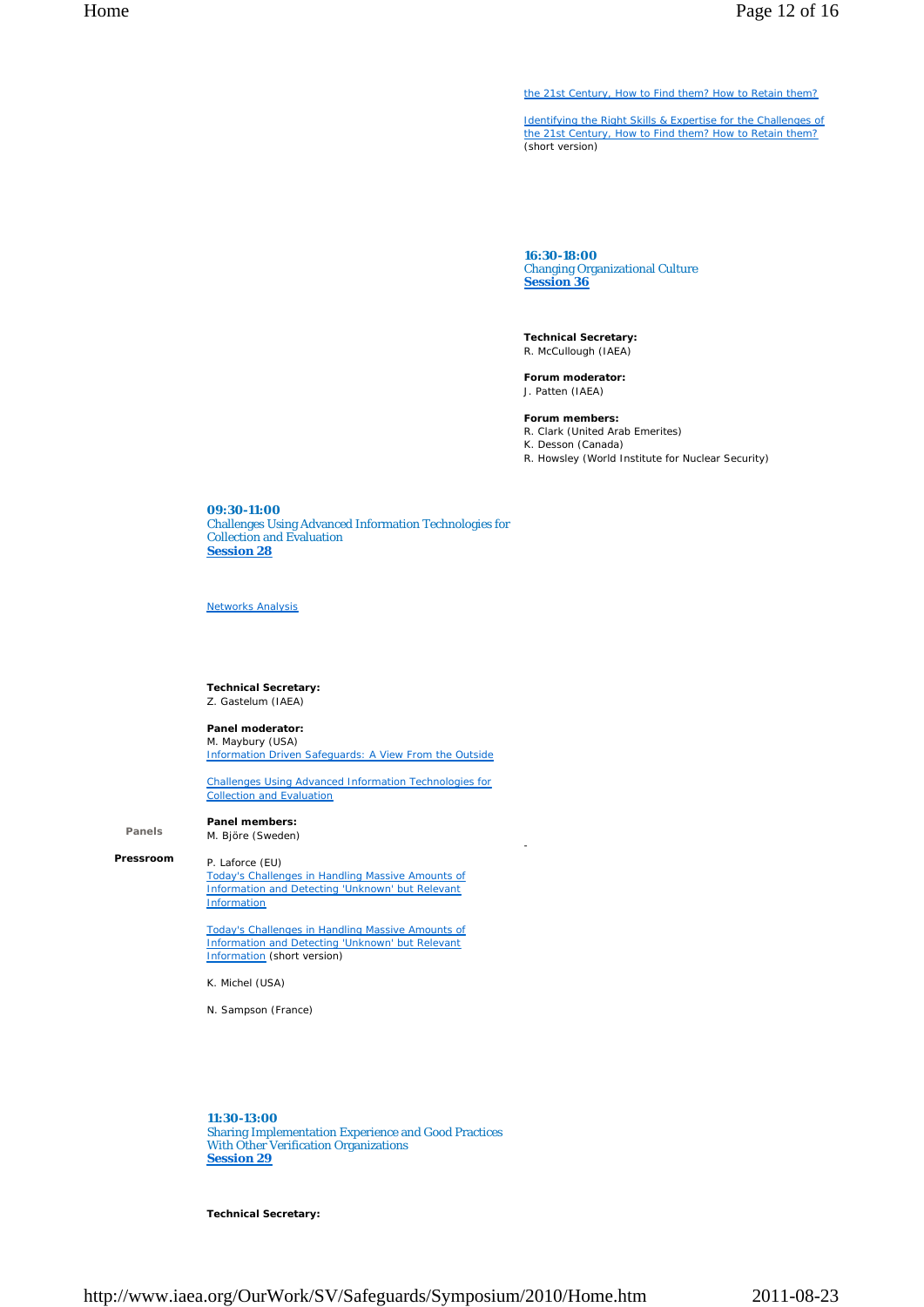the 21st Century, How to Find them? How to Retain them?

Identifying the Right Skills & Expertise for the Challenges of the 21st Century, How to Find them? How to Retain them? (short version)

**16:30-18:00**
Changing Organizational Culture
**Session 36**

**Technical Secretary:**
R. McCullough (IAEA)

**Forum moderator:**
J. Patten (IAEA)

**Forum members:**
R. Clark (United Arab Emerites)
K. Desson (Canada)
R. Howsley (World Institute for Nuclear Security)

**09:30-11:00**
Challenges Using Advanced Information Technologies for Collection and Evaluation
**Session 28**

Networks Analysis

**Technical Secretary:**
Z. Gastelum (IAEA)

**Panel moderator:**
M. Maybury (USA)
Information Driven Safeguards: A View From the Outside

Challenges Using Advanced Information Technologies for Collection and Evaluation

**Panel members:**
M. Björe (Sweden)

P. Laforce (EU)
Today's Challenges in Handling Massive Amounts of Information and Detecting 'Unknown' but Relevant Information

Today's Challenges in Handling Massive Amounts of Information and Detecting 'Unknown' but Relevant Information (short version)

K. Michel (USA)

N. Sampson (France)

Panels

**Pressroom**

-

**11:30-13:00**
Sharing Implementation Experience and Good Practices With Other Verification Organizations
**Session 29**

**Technical Secretary:**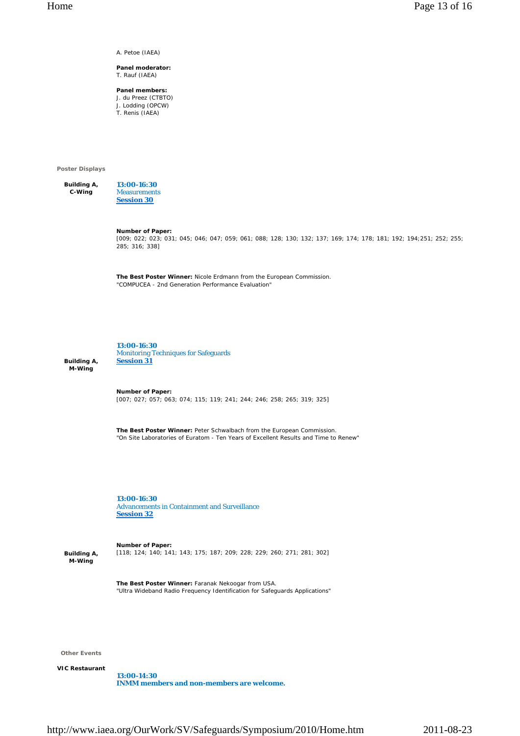A. Petoe (IAEA)

**Panel moderator:**
T. Rauf (IAEA)

**Panel members:**
J. du Preez (CTBTO)
J. Lodding (OPCW)
T. Renis (IAEA)

**Poster Displays**

**Building A, C-Wing**

**13:00-16:30**
Measurements
**Session 30**

**Number of Paper:**
[009; 022; 023; 031; 045; 046; 047; 059; 061; 088; 128; 130; 132; 137; 169; 174; 178; 181; 192; 194;251; 252; 255; 285; 316; 338]

**The Best Poster Winner:** Nicole Erdmann from the European Commission.
"COMPUCEA - 2nd Generation Performance Evaluation"

**Building A, M-Wing**

**13:00-16:30**
Monitoring Techniques for Safeguards
**Session 31**

**Number of Paper:**
[007; 027; 057; 063; 074; 115; 119; 241; 244; 246; 258; 265; 319; 325]

**The Best Poster Winner:** Peter Schwalbach from the European Commission.
"On Site Laboratories of Euratom - Ten Years of Excellent Results and Time to Renew"

**Building A, M-Wing**

**13:00-16:30**
Advancements in Containment and Surveillance
**Session 32**

**Number of Paper:**
[118; 124; 140; 141; 143; 175; 187; 209; 228; 229; 260; 271; 281; 302]

**The Best Poster Winner:** Faranak Nekoogar from USA.
"Ultra Wideband Radio Frequency Identification for Safeguards Applications"

**Other Events**

**VIC Restaurant**

**13:00-14:30**
**INMM members and non-members are welcome.**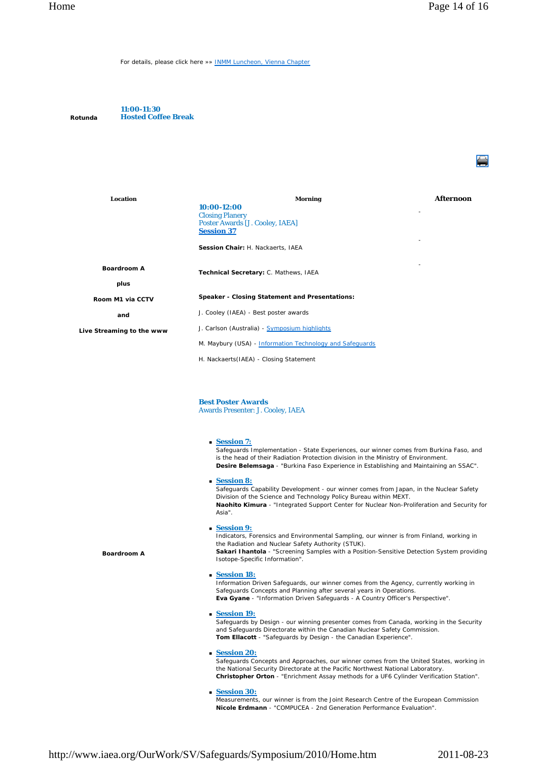For details, please click here »» INMM Luncheon, Vienna Chapter

| | |
|---|---|
| Rotunda | **11:00-11:30** **Hosted Coffee Break** |

| Location | Morning | Afternoon |
|---|---|---|
| Boardroom A plus Room M1 via CCTV and Live Streaming to the www | **10:00-12:00** Closing Planery Poster Awards [J. Cooley, IAEA] **Session 37** **Session Chair:** H. Nackaerts, IAEA **Technical Secretary:** C. Mathews, IAEA **Speaker - Closing Statement and Presentations:** J. Cooley (IAEA) - Best poster awards J. Carlson (Australia) - Symposium highlights M. Maybury (USA) - Information Technology and Safeguards H. Nackaerts(IAEA) - Closing Statement | - - - |

**Boardroom A**

**Best Poster Awards**
Awards Presenter: J. Cooley, IAEA

- **Session 7:**
  Safeguards Implementation - State Experiences, our winner comes from Burkina Faso, and is the head of their Radiation Protection division in the Ministry of Environment.
  **Desire Belemsaga** - "Burkina Faso Experience in Establishing and Maintaining an SSAC".
- **Session 8:**
  Safeguards Capability Development - our winner comes from Japan, in the Nuclear Safety Division of the Science and Technology Policy Bureau within MEXT.
  **Naohito Kimura** - "Integrated Support Center for Nuclear Non-Proliferation and Security for Asia".
- **Session 9:**
  Indicators, Forensics and Environmental Sampling, our winner is from Finland, working in the Radiation and Nuclear Safety Authority (STUK).
  **Sakari Ihantola** - "Screening Samples with a Position-Sensitive Detection System providing Isotope-Specific Information".
- **Session 18:**
  Information Driven Safeguards, our winner comes from the Agency, currently working in Safeguards Concepts and Planning after several years in Operations.
  **Eva Gyane** - "Information Driven Safeguards - A Country Officer's Perspective".
- **Session 19:**
  Safeguards by Design - our winning presenter comes from Canada, working in the Security and Safeguards Directorate within the Canadian Nuclear Safety Commission.
  **Tom Ellacott** - "Safeguards by Design - the Canadian Experience".
- **Session 20:**
  Safeguards Concepts and Approaches, our winner comes from the United States, working in the National Security Directorate at the Pacific Northwest National Laboratory.
  **Christopher Orton** - "Enrichment Assay methods for a UF6 Cylinder Verification Station".
- **Session 30:**
  Measurements, our winner is from the Joint Research Centre of the European Commission
  **Nicole Erdmann** - "COMPUCEA - 2nd Generation Performance Evaluation".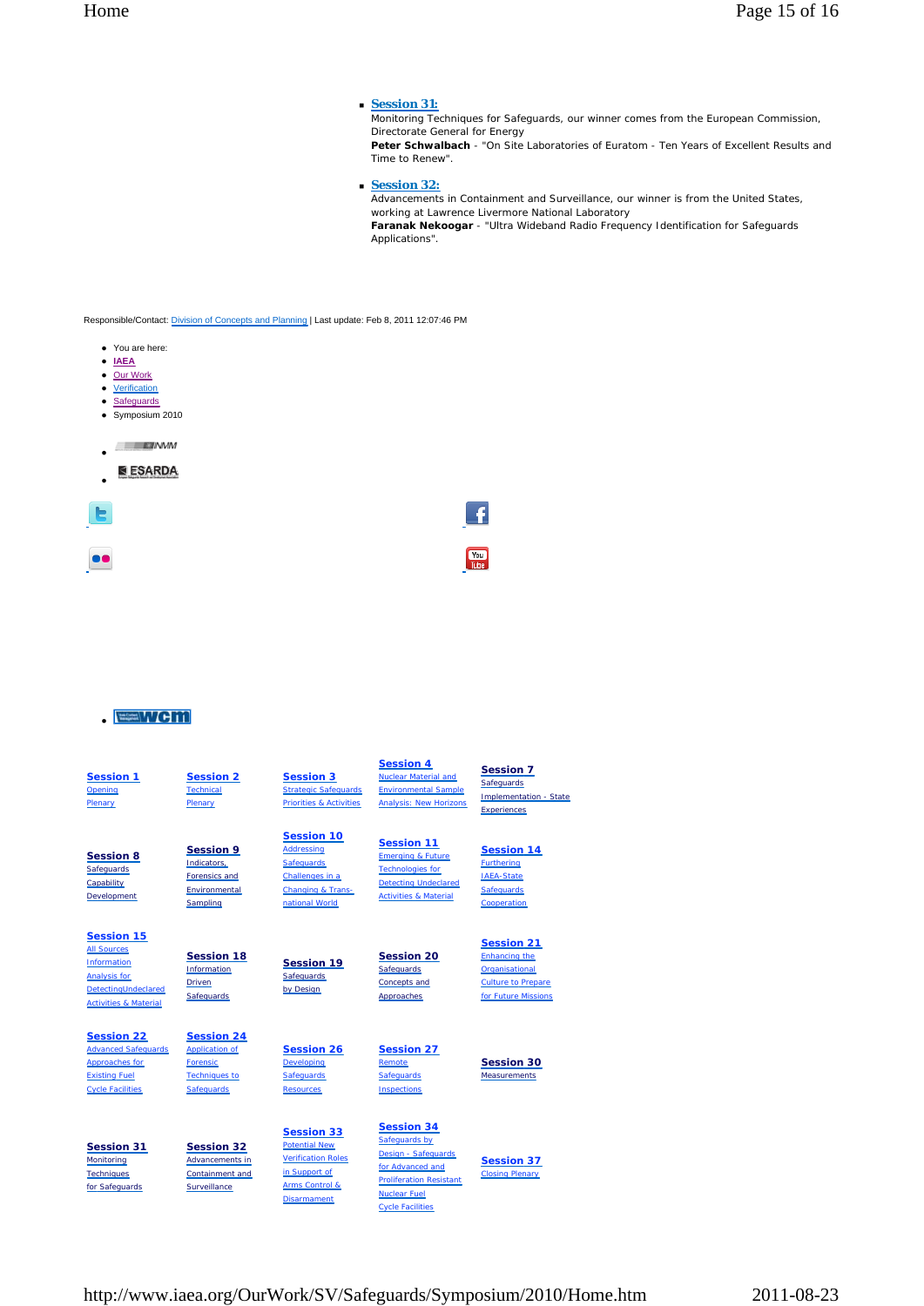- **Session 31:**
  Monitoring Techniques for Safeguards, our winner comes from the European Commission, Directorate General for Energy
  **Peter Schwalbach** - "On Site Laboratories of Euratom - Ten Years of Excellent Results and Time to Renew".

- **Session 32:**
  Advancements in Containment and Surveillance, our winner is from the United States, working at Lawrence Livermore National Laboratory
  **Faranak Nekoogar** - "Ultra Wideband Radio Frequency Identification for Safeguards Applications".

Responsible/Contact: Division of Concepts and Planning | Last update: Feb 8, 2011 12:07:46 PM

- You are here:
- IAEA
- Our Work
- Verification
- Safeguards
- Symposium 2010

- INMM
- ESARDA

- wcm

| | | | | |
|---|---|---|---|---|
| **Session 1** Opening Plenary | **Session 2** Technical Plenary | **Session 3** Strategic Safeguards Priorities & Activities | **Session 4** Nuclear Material and Environmental Sample Analysis: New Horizons | **Session 7** Safeguards Implementation - State Experiences |
| **Session 8** Safeguards Capability Development | **Session 9** Indicators, Forensics and Environmental Sampling | **Session 10** Addressing Safeguards Challenges in a Changing & Trans-national World | **Session 11** Emerging & Future Technologies for Detecting Undeclared Activities & Material | **Session 14** Furthering IAEA-State Safeguards Cooperation |
| **Session 15** All Sources Information Analysis for DetectingUndeclared Activities & Material | **Session 18** Information Driven Safeguards | **Session 19** Safeguards by Design | **Session 20** Safeguards Concepts and Approaches | **Session 21** Enhancing the Organisational Culture to Prepare for Future Missions |
| **Session 22** Advanced Safeguards Approaches for Existing Fuel Cycle Facilities | **Session 24** Application of Forensic Techniques to Safeguards | **Session 26** Developing Safeguards Resources | **Session 27** Remote Safeguards Inspections | **Session 30** Measurements |
| **Session 31** Monitoring Techniques for Safeguards | **Session 32** Advancements in Containment and Surveillance | **Session 33** Potential New Verification Roles in Support of Arms Control & Disarmament | **Session 34** Safeguards by Design - Safeguards for Advanced and Proliferation Resistant Nuclear Fuel Cycle Facilities | **Session 37** Closing Plenary |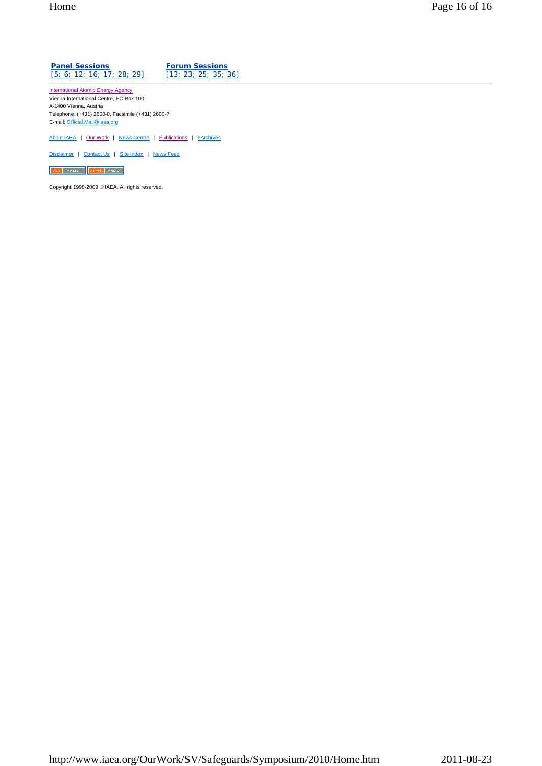**Panel Sessions**
[5; 6; 12; 16; 17; 28; 29]

**Forum Sessions**
[13; 23; 25; 35; 36]

---

International Atomic Energy Agency
Vienna International Centre, PO Box 100
A-1400 Vienna, Austria
Telephone: (+431) 2600-0, Facsimile (+431) 2600-7
E-mail: Official.Mail@iaea.org

About IAEA | Our Work | News Centre | Publications | eArchives

Disclaimer | Contact Us | Site Index | News Feed

CSS VALID | XHTML VALID

Copyright 1998-2009 © IAEA. All rights reserved.